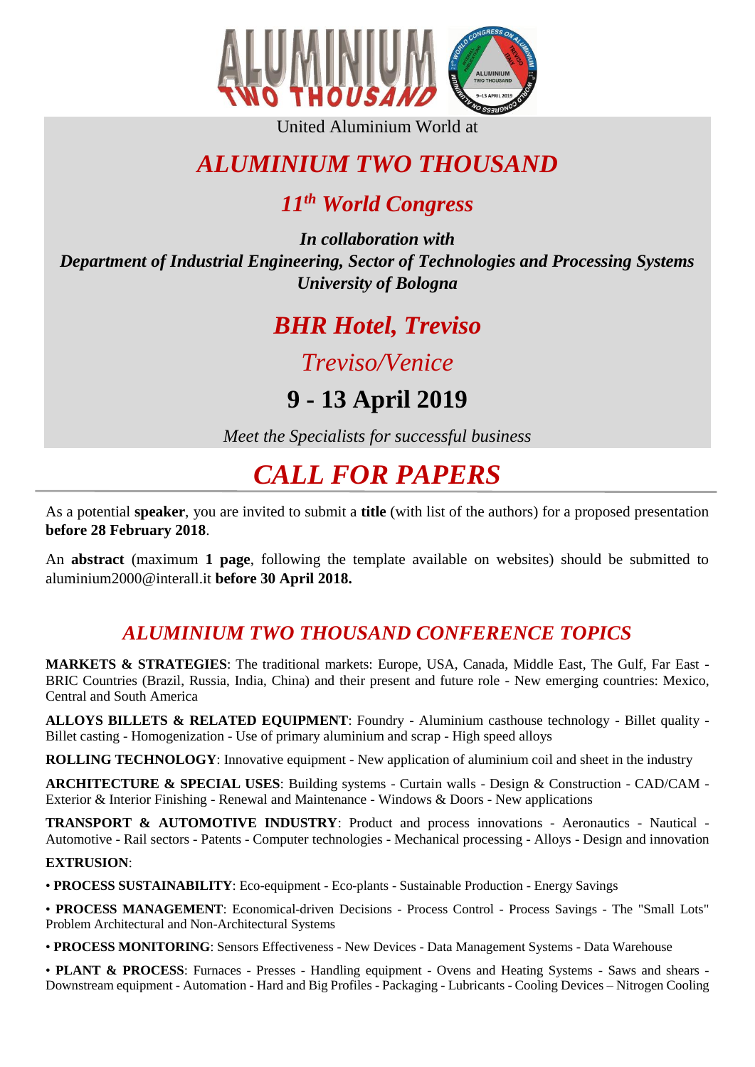United Aluminium World at

# *ALUMINIUM TWO THOUSAND*

## *11th World Congress*

***In collaboration with***
***Department of Industrial Engineering, Sector of Technologies and Processing Systems***
***University of Bologna***

## *BHR Hotel, Treviso*

*Treviso/Venice*

## 9 - 13 April 2019

*Meet the Specialists for successful business*

# *CALL FOR PAPERS*

As a potential **speaker**, you are invited to submit a **title** (with list of the authors) for a proposed presentation **before 28 February 2018**.

An **abstract** (maximum **1 page**, following the template available on websites) should be submitted to aluminium2000@interall.it **before 30 April 2018.**

## *ALUMINIUM TWO THOUSAND CONFERENCE TOPICS*

**MARKETS & STRATEGIES**: The traditional markets: Europe, USA, Canada, Middle East, The Gulf, Far East - BRIC Countries (Brazil, Russia, India, China) and their present and future role - New emerging countries: Mexico, Central and South America

**ALLOYS BILLETS & RELATED EQUIPMENT**: Foundry - Aluminium casthouse technology - Billet quality - Billet casting - Homogenization - Use of primary aluminium and scrap - High speed alloys

**ROLLING TECHNOLOGY**: Innovative equipment - New application of aluminium coil and sheet in the industry

**ARCHITECTURE & SPECIAL USES**: Building systems - Curtain walls - Design & Construction - CAD/CAM - Exterior & Interior Finishing - Renewal and Maintenance - Windows & Doors - New applications

**TRANSPORT & AUTOMOTIVE INDUSTRY**: Product and process innovations - Aeronautics - Nautical - Automotive - Rail sectors - Patents - Computer technologies - Mechanical processing - Alloys - Design and innovation

**EXTRUSION**:

• **PROCESS SUSTAINABILITY**: Eco-equipment - Eco-plants - Sustainable Production - Energy Savings

• **PROCESS MANAGEMENT**: Economical-driven Decisions - Process Control - Process Savings - The "Small Lots" Problem Architectural and Non-Architectural Systems

• **PROCESS MONITORING**: Sensors Effectiveness - New Devices - Data Management Systems - Data Warehouse

• **PLANT & PROCESS**: Furnaces - Presses - Handling equipment - Ovens and Heating Systems - Saws and shears - Downstream equipment - Automation - Hard and Big Profiles - Packaging - Lubricants - Cooling Devices – Nitrogen Cooling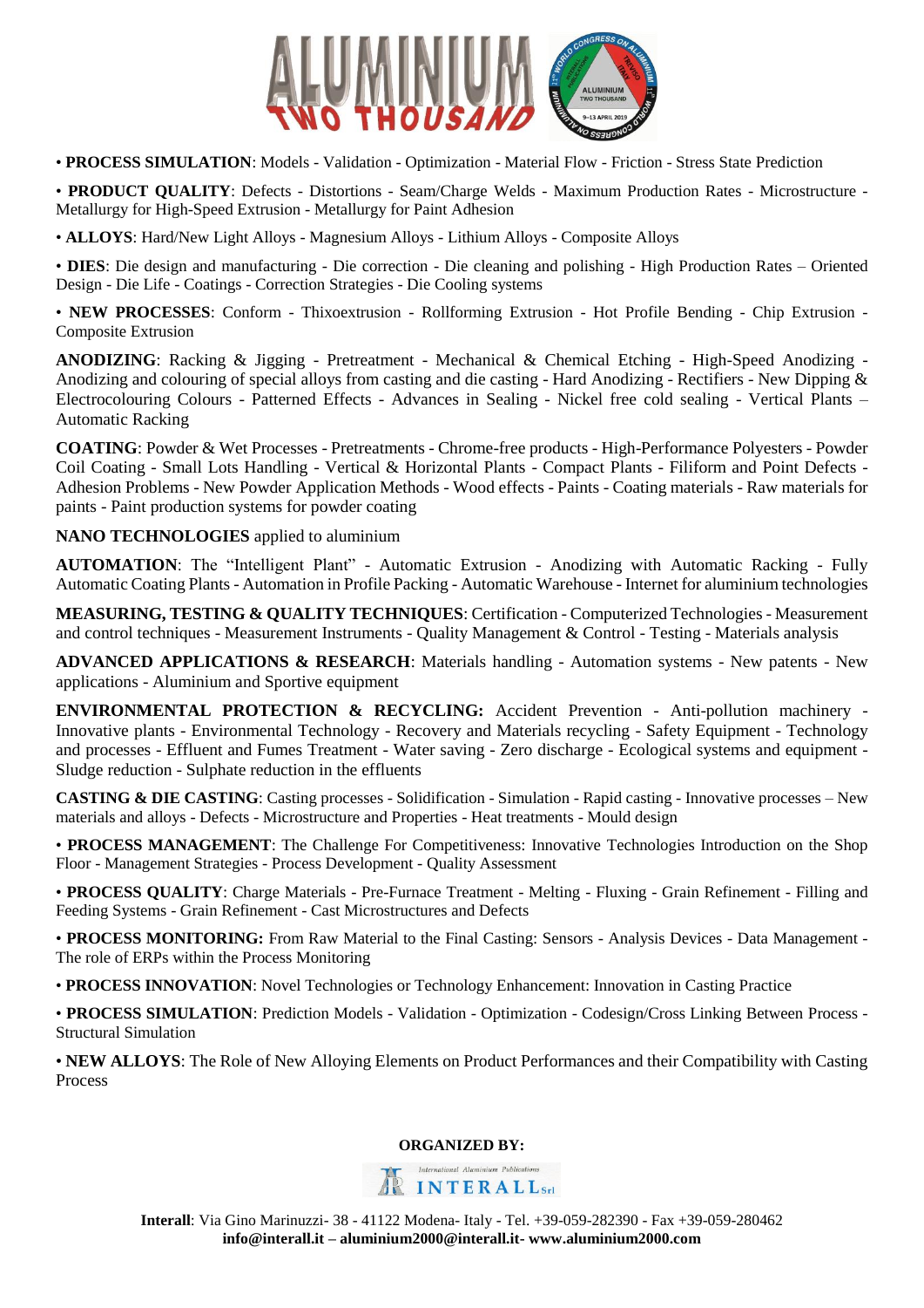ALUMINIUM TWO THOUSAND

- **PROCESS SIMULATION**: Models - Validation - Optimization - Material Flow - Friction - Stress State Prediction
- **PRODUCT QUALITY**: Defects - Distortions - Seam/Charge Welds - Maximum Production Rates - Microstructure - Metallurgy for High-Speed Extrusion - Metallurgy for Paint Adhesion
- **ALLOYS**: Hard/New Light Alloys - Magnesium Alloys - Lithium Alloys - Composite Alloys
- **DIES**: Die design and manufacturing - Die correction - Die cleaning and polishing - High Production Rates – Oriented Design - Die Life - Coatings - Correction Strategies - Die Cooling systems
- **NEW PROCESSES**: Conform - Thixoextrusion - Rollforming Extrusion - Hot Profile Bending - Chip Extrusion - Composite Extrusion

**ANODIZING**: Racking & Jigging - Pretreatment - Mechanical & Chemical Etching - High-Speed Anodizing - Anodizing and colouring of special alloys from casting and die casting - Hard Anodizing - Rectifiers - New Dipping & Electrocolouring Colours - Patterned Effects - Advances in Sealing - Nickel free cold sealing - Vertical Plants – Automatic Racking

**COATING**: Powder & Wet Processes - Pretreatments - Chrome-free products - High-Performance Polyesters - Powder Coil Coating - Small Lots Handling - Vertical & Horizontal Plants - Compact Plants - Filiform and Point Defects - Adhesion Problems - New Powder Application Methods - Wood effects - Paints - Coating materials - Raw materials for paints - Paint production systems for powder coating

**NANO TECHNOLOGIES** applied to aluminium

**AUTOMATION**: The "Intelligent Plant" - Automatic Extrusion - Anodizing with Automatic Racking - Fully Automatic Coating Plants - Automation in Profile Packing - Automatic Warehouse - Internet for aluminium technologies

**MEASURING, TESTING & QUALITY TECHNIQUES**: Certification - Computerized Technologies - Measurement and control techniques - Measurement Instruments - Quality Management & Control - Testing - Materials analysis

**ADVANCED APPLICATIONS & RESEARCH**: Materials handling - Automation systems - New patents - New applications - Aluminium and Sportive equipment

**ENVIRONMENTAL PROTECTION & RECYCLING:** Accident Prevention - Anti-pollution machinery - Innovative plants - Environmental Technology - Recovery and Materials recycling - Safety Equipment - Technology and processes - Effluent and Fumes Treatment - Water saving - Zero discharge - Ecological systems and equipment - Sludge reduction - Sulphate reduction in the effluents

**CASTING & DIE CASTING**: Casting processes - Solidification - Simulation - Rapid casting - Innovative processes – New materials and alloys - Defects - Microstructure and Properties - Heat treatments - Mould design

- **PROCESS MANAGEMENT**: The Challenge For Competitiveness: Innovative Technologies Introduction on the Shop Floor - Management Strategies - Process Development - Quality Assessment
- **PROCESS QUALITY**: Charge Materials - Pre-Furnace Treatment - Melting - Fluxing - Grain Refinement - Filling and Feeding Systems - Grain Refinement - Cast Microstructures and Defects
- **PROCESS MONITORING:** From Raw Material to the Final Casting: Sensors - Analysis Devices - Data Management - The role of ERPs within the Process Monitoring
- **PROCESS INNOVATION**: Novel Technologies or Technology Enhancement: Innovation in Casting Practice
- **PROCESS SIMULATION**: Prediction Models - Validation - Optimization - Codesign/Cross Linking Between Process - Structural Simulation
- **NEW ALLOYS**: The Role of New Alloying Elements on Product Performances and their Compatibility with Casting Process

**ORGANIZED BY:**

International Aluminium Publications INTERALL Srl

**Interall**: Via Gino Marinuzzi- 38 - 41122 Modena- Italy - Tel. +39-059-282390 - Fax +39-059-280462
**info@interall.it – aluminium2000@interall.it- www.aluminium2000.com**